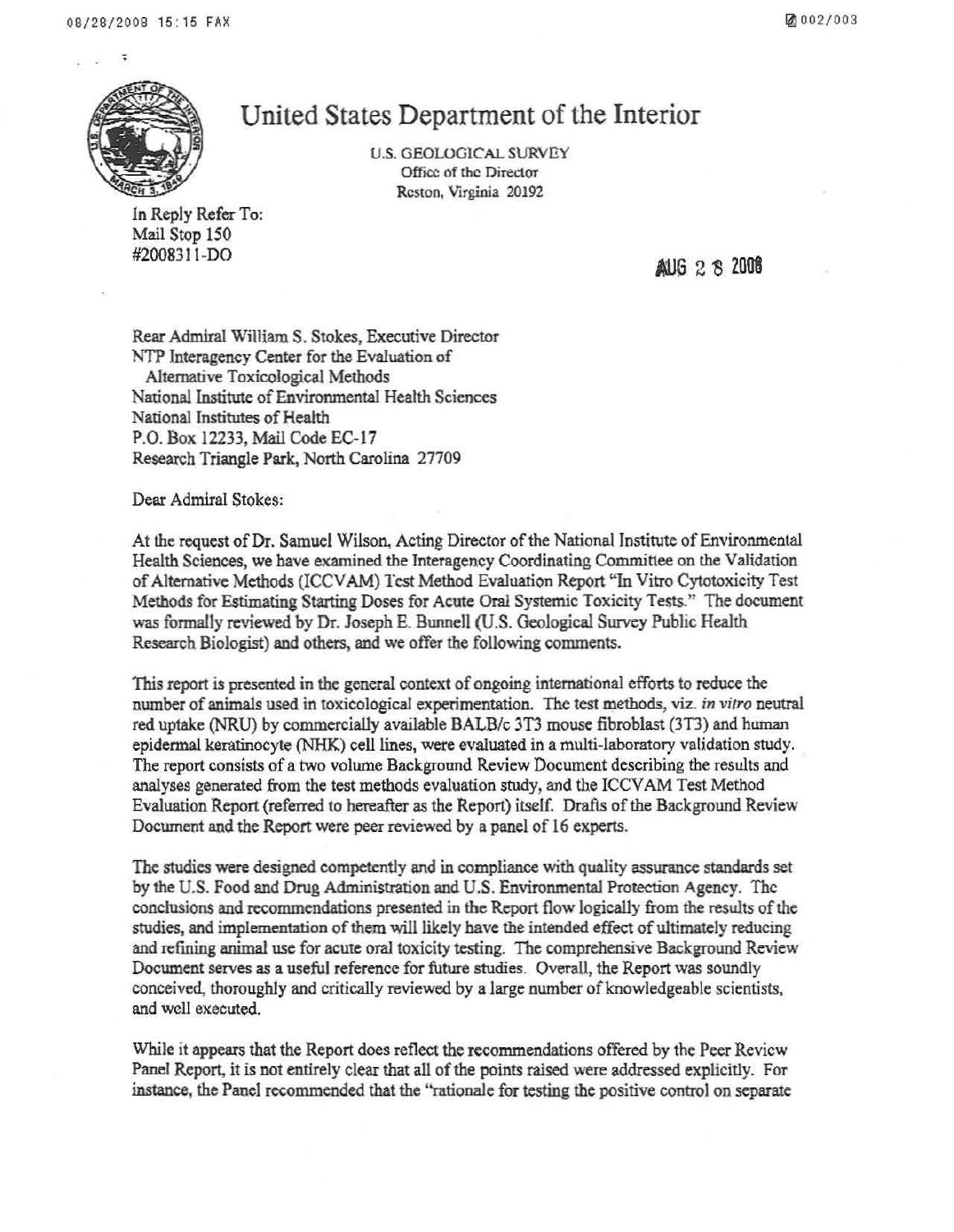# United States Department of the Interior

U.S. GEOLOGICAL SURVEY
Office of the Director
Reston, Virginia 20192

In Reply Refer To:
Mail Stop 150
#2008311-DO

AUG 28 2008

Rear Admiral William S. Stokes, Executive Director
NTP Interagency Center for the Evaluation of
Alternative Toxicological Methods
National Institute of Environmental Health Sciences
National Institutes of Health
P.O. Box 12233, Mail Code EC-17
Research Triangle Park, North Carolina 27709

Dear Admiral Stokes:

At the request of Dr. Samuel Wilson, Acting Director of the National Institute of Environmental Health Sciences, we have examined the Interagency Coordinating Committee on the Validation of Alternative Methods (ICCVAM) Test Method Evaluation Report "In Vitro Cytotoxicity Test Methods for Estimating Starting Doses for Acute Oral Systemic Toxicity Tests." The document was formally reviewed by Dr. Joseph E. Bunnell (U.S. Geological Survey Public Health Research Biologist) and others, and we offer the following comments.

This report is presented in the general context of ongoing international efforts to reduce the number of animals used in toxicological experimentation. The test methods, viz. *in vitro* neutral red uptake (NRU) by commercially available BALB/c 3T3 mouse fibroblast (3T3) and human epidermal keratinocyte (NHK) cell lines, were evaluated in a multi-laboratory validation study. The report consists of a two volume Background Review Document describing the results and analyses generated from the test methods evaluation study, and the ICCVAM Test Method Evaluation Report (referred to hereafter as the Report) itself. Drafts of the Background Review Document and the Report were peer reviewed by a panel of 16 experts.

The studies were designed competently and in compliance with quality assurance standards set by the U.S. Food and Drug Administration and U.S. Environmental Protection Agency. The conclusions and recommendations presented in the Report flow logically from the results of the studies, and implementation of them will likely have the intended effect of ultimately reducing and refining animal use for acute oral toxicity testing. The comprehensive Background Review Document serves as a useful reference for future studies. Overall, the Report was soundly conceived, thoroughly and critically reviewed by a large number of knowledgeable scientists, and well executed.

While it appears that the Report does reflect the recommendations offered by the Peer Review Panel Report, it is not entirely clear that all of the points raised were addressed explicitly. For instance, the Panel recommended that the "rationale for testing the positive control on separate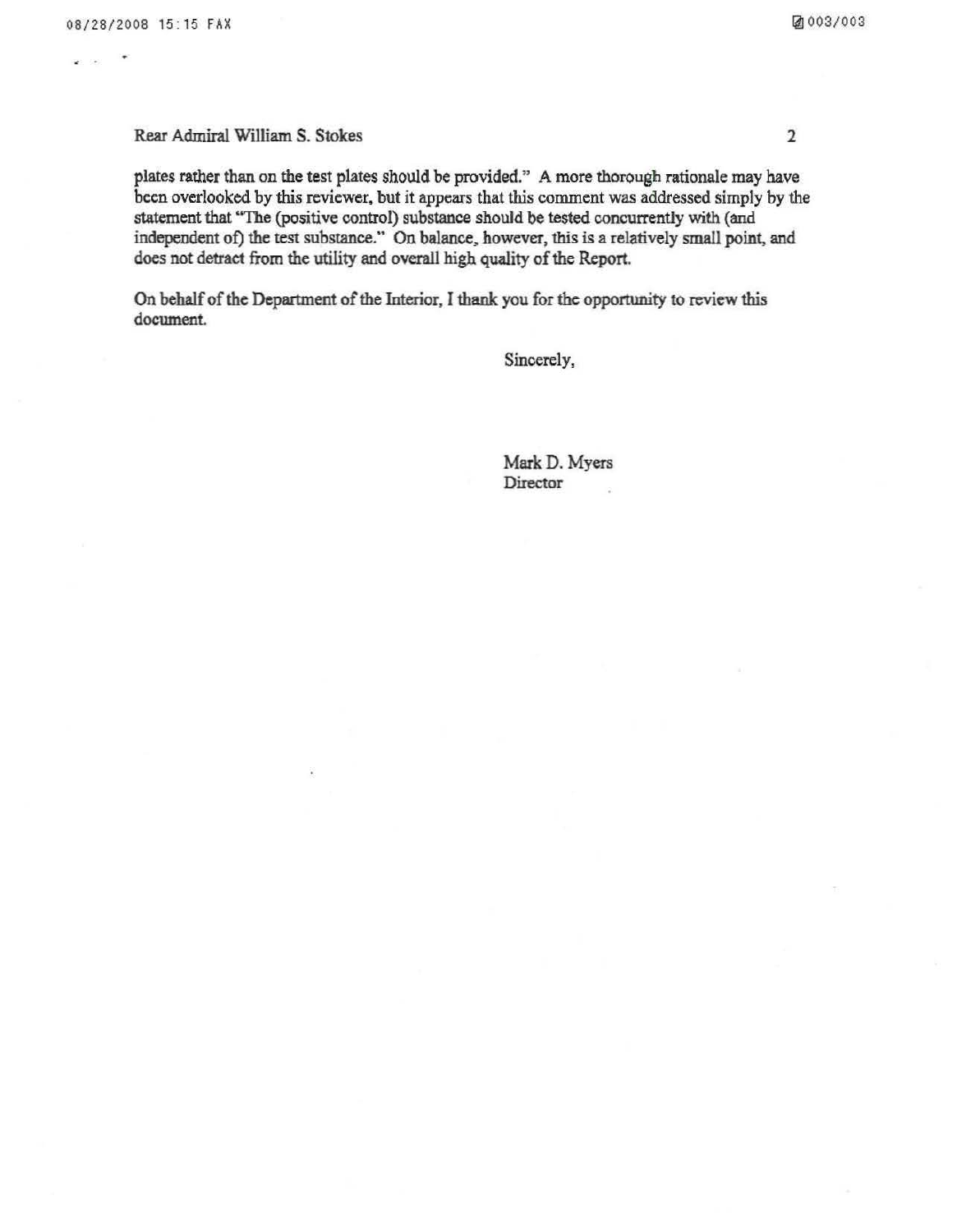plates rather than on the test plates should be provided." A more thorough rationale may have been overlooked by this reviewer, but it appears that this comment was addressed simply by the statement that "The (positive control) substance should be tested concurrently with (and independent of) the test substance." On balance, however, this is a relatively small point, and does not detract from the utility and overall high quality of the Report.

On behalf of the Department of the Interior, I thank you for the opportunity to review this document.

Sincerely,

Mark D. Myers
Director